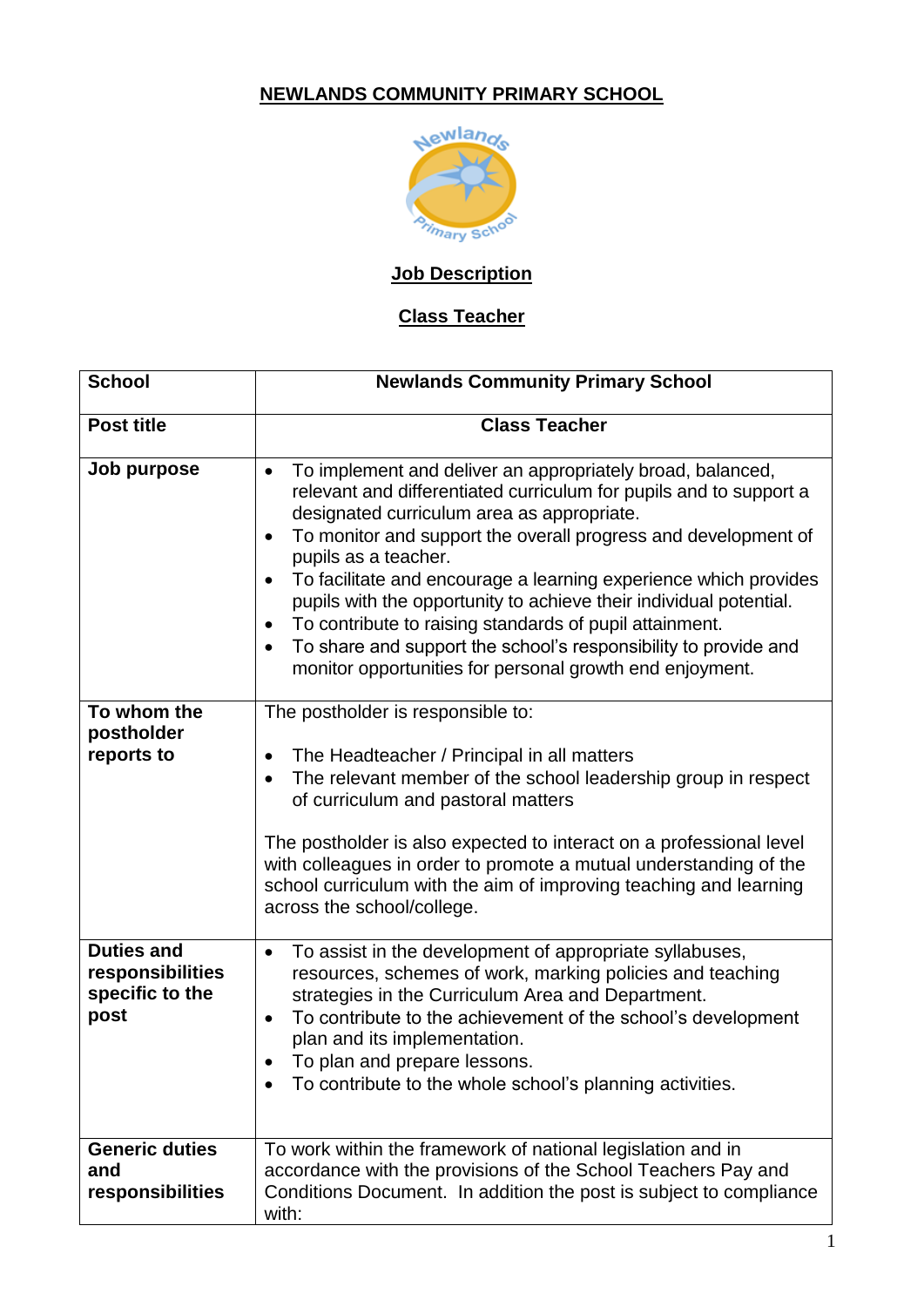# NEWLANDS COMMUNITY PRIMARY SCHOOL

## Job Description

## Class Teacher

| School | Newlands Community Primary School |
|---|---|
| Post title | Class Teacher |
| Job purpose | • To implement and deliver an appropriately broad, balanced, relevant and differentiated curriculum for pupils and to support a designated curriculum area as appropriate.<br>• To monitor and support the overall progress and development of pupils as a teacher.<br>• To facilitate and encourage a learning experience which provides pupils with the opportunity to achieve their individual potential.<br>• To contribute to raising standards of pupil attainment.<br>• To share and support the school's responsibility to provide and monitor opportunities for personal growth end enjoyment. |
| To whom the postholder reports to | The postholder is responsible to:<br><br>• The Headteacher / Principal in all matters<br>• The relevant member of the school leadership group in respect of curriculum and pastoral matters<br><br>The postholder is also expected to interact on a professional level with colleagues in order to promote a mutual understanding of the school curriculum with the aim of improving teaching and learning across the school/college. |
| Duties and responsibilities specific to the post | • To assist in the development of appropriate syllabuses, resources, schemes of work, marking policies and teaching strategies in the Curriculum Area and Department.<br>• To contribute to the achievement of the school's development plan and its implementation.<br>• To plan and prepare lessons.<br>• To contribute to the whole school's planning activities. |
| Generic duties and responsibilities | To work within the framework of national legislation and in accordance with the provisions of the School Teachers Pay and Conditions Document. In addition the post is subject to compliance with: |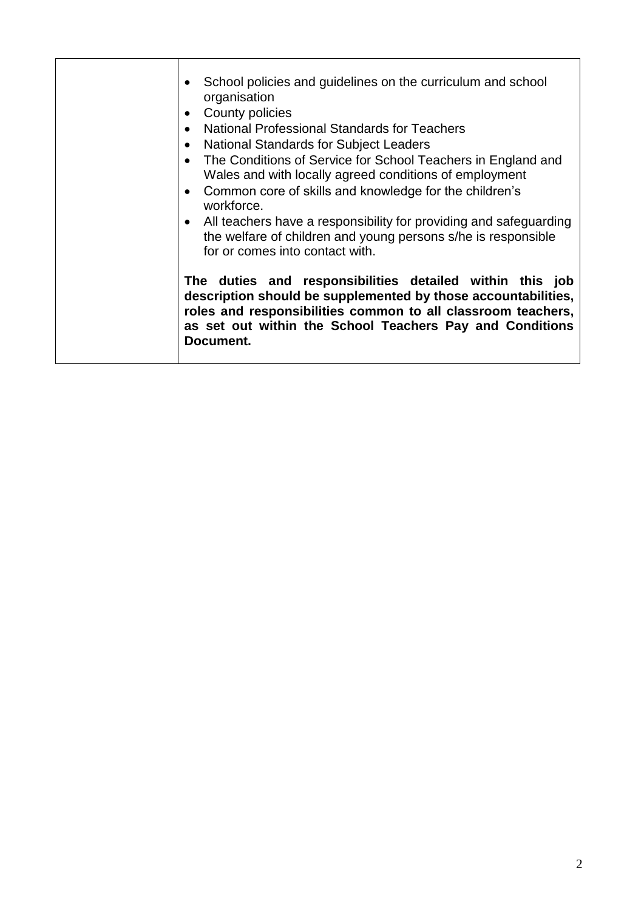| | |
|---|---|
| | • School policies and guidelines on the curriculum and school organisation<br>• County policies<br>• National Professional Standards for Teachers<br>• National Standards for Subject Leaders<br>• The Conditions of Service for School Teachers in England and Wales and with locally agreed conditions of employment<br>• Common core of skills and knowledge for the children's workforce.<br>• All teachers have a responsibility for providing and safeguarding the welfare of children and young persons s/he is responsible for or comes into contact with.<br><br>**The duties and responsibilities detailed within this job description should be supplemented by those accountabilities, roles and responsibilities common to all classroom teachers, as set out within the School Teachers Pay and Conditions Document.** |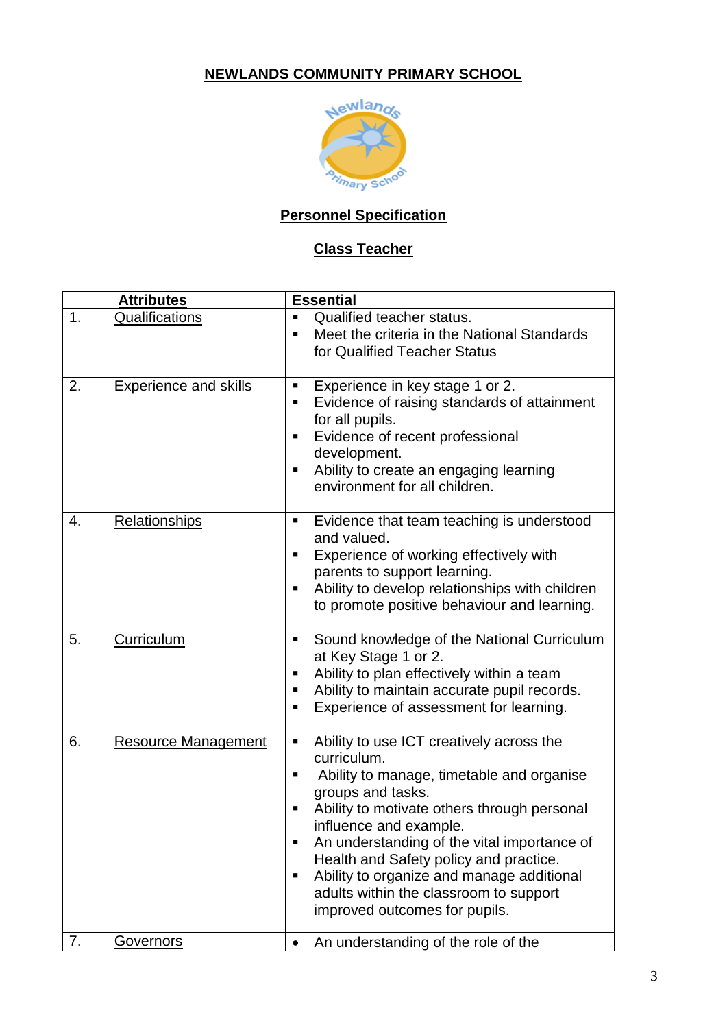# NEWLANDS COMMUNITY PRIMARY SCHOOL

## Personnel Specification

## Class Teacher

| | Attributes | Essential |
|---|---|---|
| 1. | Qualifications | ▪ Qualified teacher status.<br>▪ Meet the criteria in the National Standards for Qualified Teacher Status |
| 2. | Experience and skills | ▪ Experience in key stage 1 or 2.<br>▪ Evidence of raising standards of attainment for all pupils.<br>▪ Evidence of recent professional development.<br>▪ Ability to create an engaging learning environment for all children. |
| 4. | Relationships | ▪ Evidence that team teaching is understood and valued.<br>▪ Experience of working effectively with parents to support learning.<br>▪ Ability to develop relationships with children to promote positive behaviour and learning. |
| 5. | Curriculum | ▪ Sound knowledge of the National Curriculum at Key Stage 1 or 2.<br>▪ Ability to plan effectively within a team<br>▪ Ability to maintain accurate pupil records.<br>▪ Experience of assessment for learning. |
| 6. | Resource Management | ▪ Ability to use ICT creatively across the curriculum.<br>▪ Ability to manage, timetable and organise groups and tasks.<br>▪ Ability to motivate others through personal influence and example.<br>▪ An understanding of the vital importance of Health and Safety policy and practice.<br>▪ Ability to organize and manage additional adults within the classroom to support improved outcomes for pupils. |
| 7. | Governors | • An understanding of the role of the |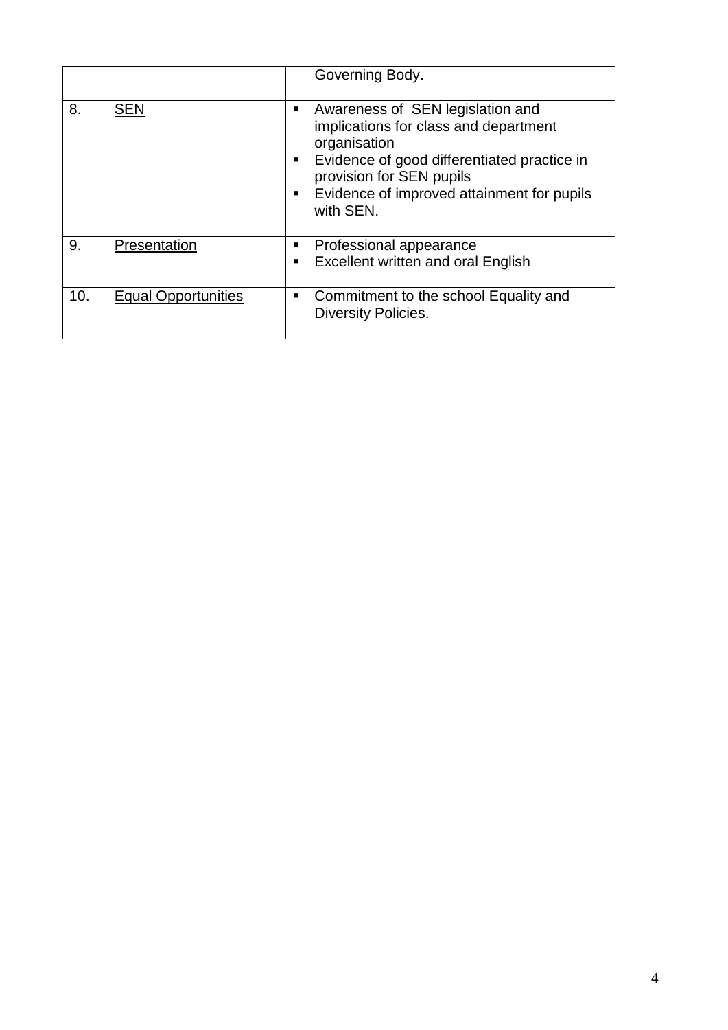| | | |
|---|---|---|
| | | Governing Body. |
| 8. | <u>SEN</u> | ▪ Awareness of SEN legislation and implications for class and department organisation<br>▪ Evidence of good differentiated practice in provision for SEN pupils<br>▪ Evidence of improved attainment for pupils with SEN. |
| 9. | <u>Presentation</u> | ▪ Professional appearance<br>▪ Excellent written and oral English |
| 10. | <u>Equal Opportunities</u> | ▪ Commitment to the school Equality and Diversity Policies. |